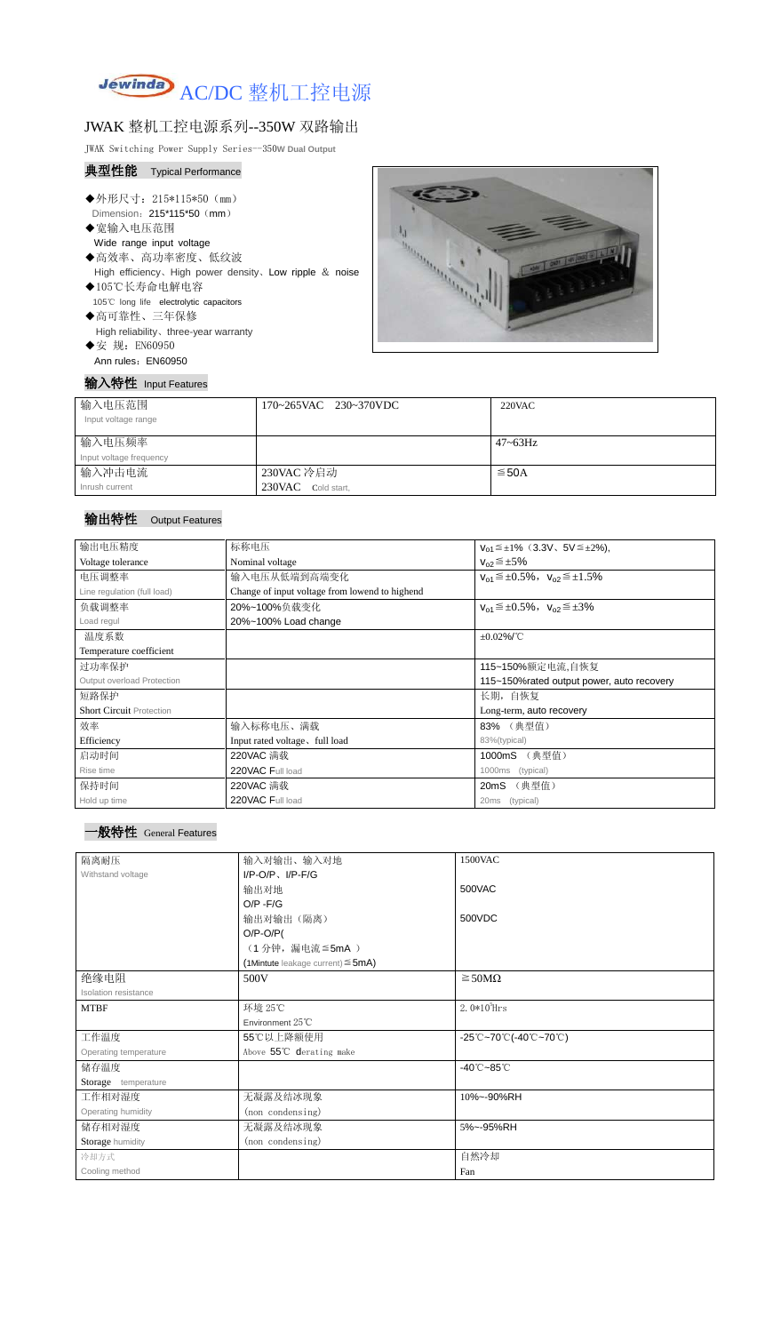# Jewinda AC/DC 整机工控电源

## JWAK 整机工控电源系列--350W 双路输出

JWAK Switching Power Supply Series--350W Dual Output

### 典型性能 Typical Performance

- ◆外形尺寸：215*115*50（mm）
  Dimension：215*115*50（mm）
- ◆宽输入电压范围
  Wide range input voltage
- ◆高效率、高功率密度、低纹波
  High efficiency、High power density、Low ripple ＆ noise
- ◆105℃长寿命电解电容
  105℃ long life electrolytic capacitors
- ◆高可靠性、三年保修
  High reliability、three-year warranty
- ◆安 规：EN60950
  Ann rules：EN60950

### 输入特性 Input Features

| | | |
|---|---|---|
| 输入电压范围<br>Input voltage range | 170~265VAC 230~370VDC | 220VAC |
| 输入电压频率<br>Input voltage frequency | | 47~63Hz |
| 输入冲击电流<br>Inrush current | 230VAC 冷启动<br>230VAC Cold start, | ≦50A |

### 输出特性 Output Features

| | | |
|---|---|---|
| 输出电压精度<br>Voltage tolerance | 标称电压<br>Nominal voltage | $V_{01}$≦±1%（3.3V、5V≦±2%),<br>$V_{02}$≦±5% |
| 电压调整率<br>Line regulation (full load) | 输入电压从低端到高端变化<br>Change of input voltage from lowend to highend | $V_{01}$≦±0.5%，$V_{02}$≦±1.5% |
| 负载调整率<br>Load regul | 20%~100%负载变化<br>20%~100% Load change | $V_{01}$≦±0.5%，$V_{02}$≦±3% |
| 温度系数<br>Temperature coefficient | | ±0.02%/℃ |
| 过功率保护<br>Output overload Protection | | 115~150%额定电流,自恢复<br>115~150%rated output power, auto recovery |
| 短路保护<br>Short Circuit Protection | | 长期，自恢复<br>Long-term, auto recovery |
| 效率<br>Efficiency | 输入标称电压、满载<br>Input rated voltage、full load | 83% （典型值）<br>83%(typical) |
| 启动时间<br>Rise time | 220VAC 满载<br>220VAC Full load | 1000mS （典型值）<br>1000ms (typical) |
| 保持时间<br>Hold up time | 220VAC 满载<br>220VAC Full load | 20mS （典型值）<br>20ms (typical) |

### 一般特性 General Features

| | | |
|---|---|---|
| 隔离耐压<br>Withstand voltage | 输入对输出、输入对地<br>I/P-O/P、I/P-F/G | 1500VAC |
| | 输出对地<br>O/P -F/G | 500VAC |
| | 输出对输出（隔离）<br>O/P-O/P(<br>（1 分钟，漏电流≦5mA ）<br>(1Mintute leakage current)≦5mA) | 500VDC |
| 绝缘电阻<br>Isolation resistance | 500V | ≧50MΩ |
| MTBF | 环境 25℃<br>Environment 25℃ | $2.0*10^5$Hrs |
| 工作温度<br>Operating temperature | 55℃以上降额使用<br>Above 55℃ derating make | -25℃~70℃(-40℃~70℃) |
| 储存温度<br>Storage temperature | | -40℃~85℃ |
| 工作相对湿度<br>Operating humidity | 无凝露及结冰现象<br>(non condensing) | 10%~-90%RH |
| 储存相对湿度<br>Storage humidity | 无凝露及结冰现象<br>(non condensing) | 5%~-95%RH |
| 冷却方式<br>Cooling method | | 自然冷却<br>Fan |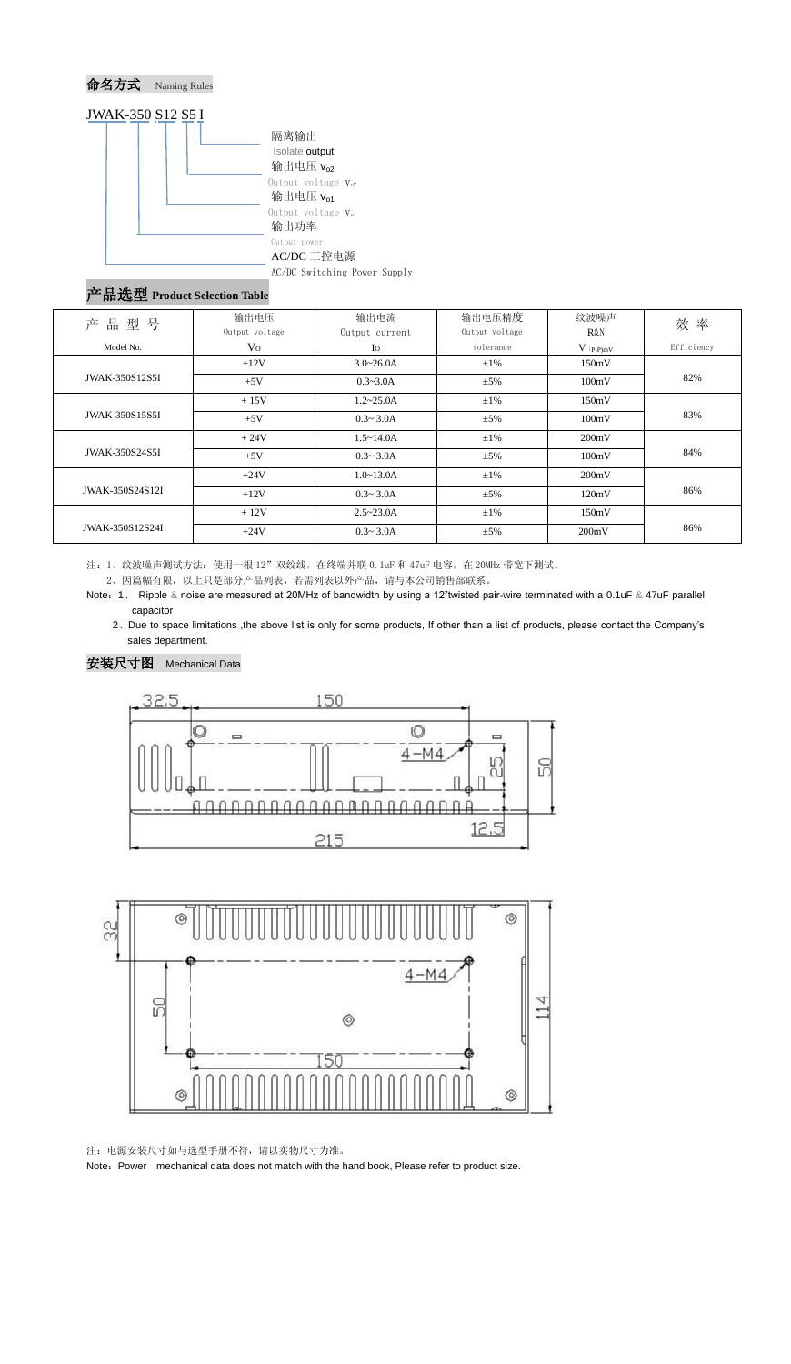## 命名方式 Naming Rules

JWAK-350 S12 S5 I

- I：隔离输出 Isolate output
- S5：输出电压 $V_{o2}$ Output voltage $V_{o2}$
- S12：输出电压 $V_{o1}$ Output voltage $V_{o1}$
- 350：输出功率 Output power
- JWAK：AC/DC 工控电源 AC/DC Switching Power Supply

## 产品选型 Product Selection Table

| 产 品 型 号<br>Model No. | 输出电压<br>Output voltage<br>Vo | 输出电流<br>Output current<br>Io | 输出电压精度<br>Output voltage<br>tolerance | 纹波噪声<br>R&N<br>$V_{(P-P)mV}$ | 效 率<br>Efficiency |
|---|---|---|---|---|---|
| JWAK-350S12S5I | +12V | 3.0~26.0A | ±1% | 150mV | 82% |
| | +5V | 0.3~3.0A | ±5% | 100mV | |
| JWAK-350S15S5I | + 15V | 1.2~25.0A | ±1% | 150mV | 83% |
| | +5V | 0.3~ 3.0A | ±5% | 100mV | |
| JWAK-350S24S5I | + 24V | 1.5~14.0A | ±1% | 200mV | 84% |
| | +5V | 0.3~ 3.0A | ±5% | 100mV | |
| JWAK-350S24S12I | +24V | 1.0~13.0A | ±1% | 200mV | 86% |
| | +12V | 0.3~ 3.0A | ±5% | 120mV | |
| JWAK-350S12S24I | + 12V | 2.5~23.0A | ±1% | 150mV | 86% |
| | +24V | 0.3~ 3.0A | ±5% | 200mV | |

注：1、纹波噪声测试方法：使用一根 12”双绞线，在终端并联 0.1uF 和 47uF 电容，在 20MHz 带宽下测试。
2、因篇幅有限，以上只是部分产品列表，若需列表以外产品，请与本公司销售部联系。

Note：1、 Ripple & noise are measured at 20MHz of bandwidth by using a 12"twisted pair-wire terminated with a 0.1uF & 47uF parallel capacitor

2、Due to space limitations ,the above list is only for some products, If other than a list of products, please contact the Company's sales department.

## 安装尺寸图 Mechanical Data

32.5
150
4-M4
25
50
12.5
215

32
50
4-M4
114
150

注：电源安装尺寸如与选型手册不符，请以实物尺寸为准。

Note：Power mechanical data does not match with the hand book, Please refer to product size.